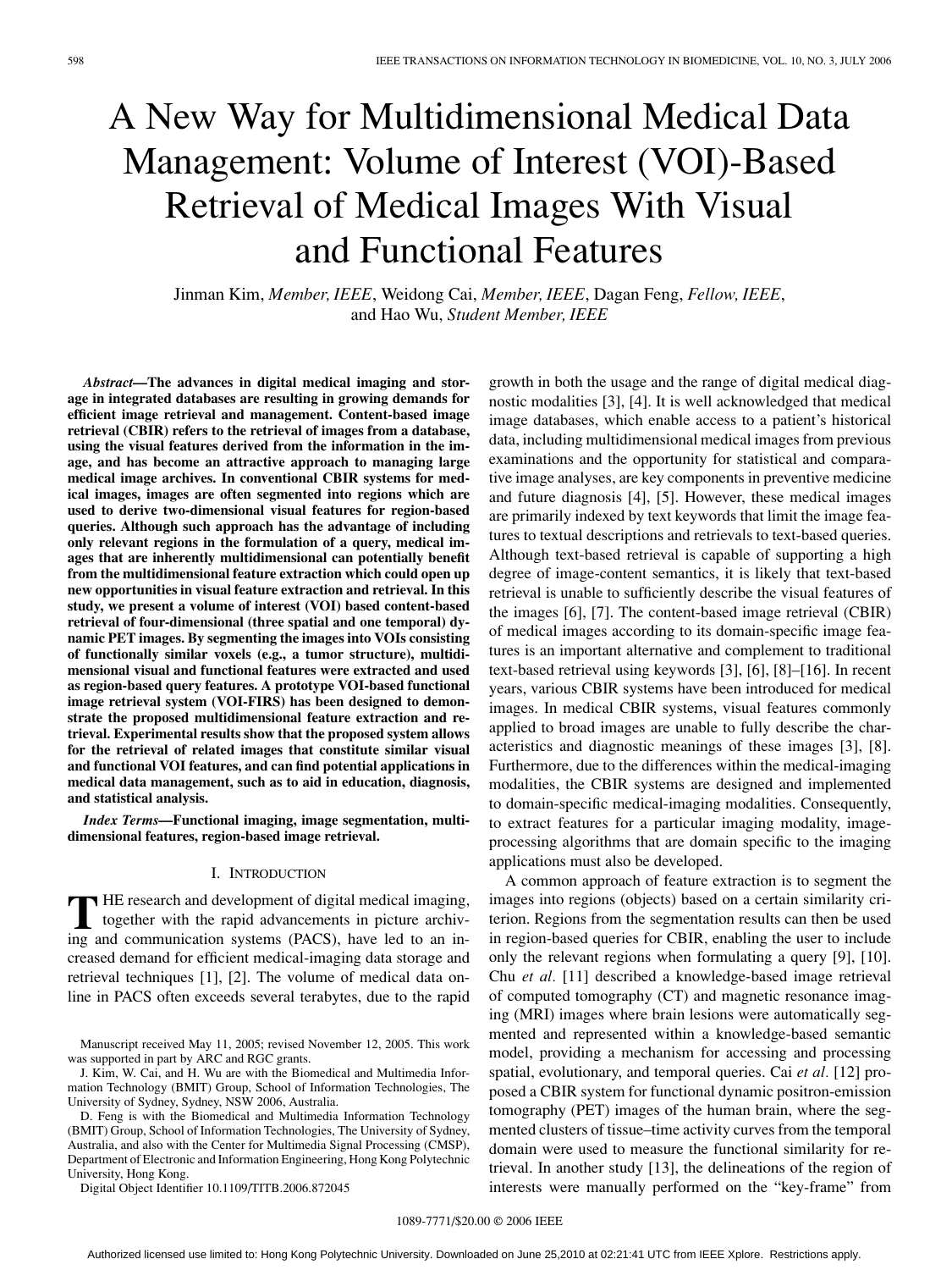# A New Way for Multidimensional Medical Data Management: Volume of Interest (VOI)-Based Retrieval of Medical Images With Visual and Functional Features

Jinman Kim, *Member, IEEE*, Weidong Cai, *Member, IEEE*, Dagan Feng, *Fellow, IEEE*, and Hao Wu, *Student Member, IEEE*

***Abstract*—The advances in digital medical imaging and storage in integrated databases are resulting in growing demands for efficient image retrieval and management. Content-based image retrieval (CBIR) refers to the retrieval of images from a database, using the visual features derived from the information in the image, and has become an attractive approach to managing large medical image archives. In conventional CBIR systems for medical images, images are often segmented into regions which are used to derive two-dimensional visual features for region-based queries. Although such approach has the advantage of including only relevant regions in the formulation of a query, medical images that are inherently multidimensional can potentially benefit from the multidimensional feature extraction which could open up new opportunities in visual feature extraction and retrieval. In this study, we present a volume of interest (VOI) based content-based retrieval of four-dimensional (three spatial and one temporal) dynamic PET images. By segmenting the images into VOIs consisting of functionally similar voxels (e.g., a tumor structure), multidimensional visual and functional features were extracted and used as region-based query features. A prototype VOI-based functional image retrieval system (VOI-FIRS) has been designed to demonstrate the proposed multidimensional feature extraction and retrieval. Experimental results show that the proposed system allows for the retrieval of related images that constitute similar visual and functional VOI features, and can find potential applications in medical data management, such as to aid in education, diagnosis, and statistical analysis.**

***Index Terms*—Functional imaging, image segmentation, multidimensional features, region-based image retrieval.**

## I. Introduction

THE research and development of digital medical imaging, together with the rapid advancements in picture archiving and communication systems (PACS), have led to an increased demand for efficient medical-imaging data storage and retrieval techniques [1], [2]. The volume of medical data online in PACS often exceeds several terabytes, due to the rapid growth in both the usage and the range of digital medical diagnostic modalities [3], [4]. It is well acknowledged that medical image databases, which enable access to a patient's historical data, including multidimensional medical images from previous examinations and the opportunity for statistical and comparative image analyses, are key components in preventive medicine and future diagnosis [4], [5]. However, these medical images are primarily indexed by text keywords that limit the image features to textual descriptions and retrievals to text-based queries. Although text-based retrieval is capable of supporting a high degree of image-content semantics, it is likely that text-based retrieval is unable to sufficiently describe the visual features of the images [6], [7]. The content-based image retrieval (CBIR) of medical images according to its domain-specific image features is an important alternative and complement to traditional text-based retrieval using keywords [3], [6], [8]–[16]. In recent years, various CBIR systems have been introduced for medical images. In medical CBIR systems, visual features commonly applied to broad images are unable to fully describe the characteristics and diagnostic meanings of these images [3], [8]. Furthermore, due to the differences within the medical-imaging modalities, the CBIR systems are designed and implemented to domain-specific medical-imaging modalities. Consequently, to extract features for a particular imaging modality, image-processing algorithms that are domain specific to the imaging applications must also be developed.

A common approach of feature extraction is to segment the images into regions (objects) based on a certain similarity criterion. Regions from the segmentation results can then be used in region-based queries for CBIR, enabling the user to include only the relevant regions when formulating a query [9], [10]. Chu *et al.* [11] described a knowledge-based image retrieval of computed tomography (CT) and magnetic resonance imaging (MRI) images where brain lesions were automatically segmented and represented within a knowledge-based semantic model, providing a mechanism for accessing and processing spatial, evolutionary, and temporal queries. Cai *et al.* [12] proposed a CBIR system for functional dynamic positron-emission tomography (PET) images of the human brain, where the segmented clusters of tissue–time activity curves from the temporal domain were used to measure the functional similarity for retrieval. In another study [13], the delineations of the region of interests were manually performed on the "key-frame" from

Manuscript received May 11, 2005; revised November 12, 2005. This work was supported in part by ARC and RGC grants.

J. Kim, W. Cai, and H. Wu are with the Biomedical and Multimedia Information Technology (BMIT) Group, School of Information Technologies, The University of Sydney, Sydney, NSW 2006, Australia.

D. Feng is with the Biomedical and Multimedia Information Technology (BMIT) Group, School of Information Technologies, The University of Sydney, Australia, and also with the Center for Multimedia Signal Processing (CMSP), Department of Electronic and Information Engineering, Hong Kong Polytechnic University, Hong Kong.

Digital Object Identifier 10.1109/TITB.2006.872045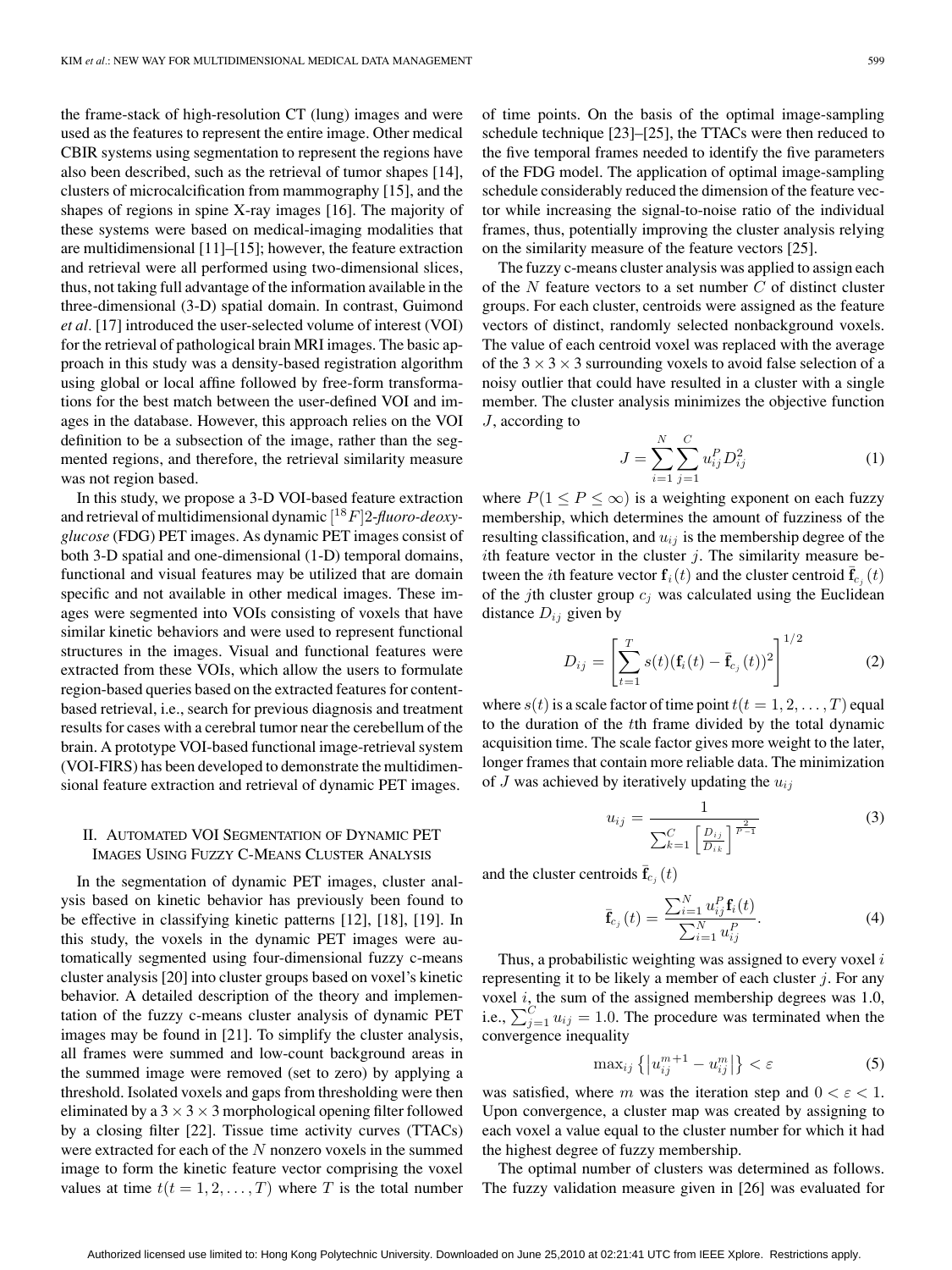the frame-stack of high-resolution CT (lung) images and were used as the features to represent the entire image. Other medical CBIR systems using segmentation to represent the regions have also been described, such as the retrieval of tumor shapes [14], clusters of microcalcification from mammography [15], and the shapes of regions in spine X-ray images [16]. The majority of these systems were based on medical-imaging modalities that are multidimensional [11]–[15]; however, the feature extraction and retrieval were all performed using two-dimensional slices, thus, not taking full advantage of the information available in the three-dimensional (3-D) spatial domain. In contrast, Guimond *et al*. [17] introduced the user-selected volume of interest (VOI) for the retrieval of pathological brain MRI images. The basic approach in this study was a density-based registration algorithm using global or local affine followed by free-form transformations for the best match between the user-defined VOI and images in the database. However, this approach relies on the VOI definition to be a subsection of the image, rather than the segmented regions, and therefore, the retrieval similarity measure was not region based.

In this study, we propose a 3-D VOI-based feature extraction and retrieval of multidimensional dynamic $[^{18}F]$2-*fluoro-deoxy-glucose* (FDG) PET images. As dynamic PET images consist of both 3-D spatial and one-dimensional (1-D) temporal domains, functional and visual features may be utilized that are domain specific and not available in other medical images. These images were segmented into VOIs consisting of voxels that have similar kinetic behaviors and were used to represent functional structures in the images. Visual and functional features were extracted from these VOIs, which allow the users to formulate region-based queries based on the extracted features for content-based retrieval, i.e., search for previous diagnosis and treatment results for cases with a cerebral tumor near the cerebellum of the brain. A prototype VOI-based functional image-retrieval system (VOI-FIRS) has been developed to demonstrate the multidimensional feature extraction and retrieval of dynamic PET images.

## II. Automated VOI Segmentation of Dynamic PET Images Using Fuzzy C-Means Cluster Analysis

In the segmentation of dynamic PET images, cluster analysis based on kinetic behavior has previously been found to be effective in classifying kinetic patterns [12], [18], [19]. In this study, the voxels in the dynamic PET images were automatically segmented using four-dimensional fuzzy c-means cluster analysis [20] into cluster groups based on voxel's kinetic behavior. A detailed description of the theory and implementation of the fuzzy c-means cluster analysis of dynamic PET images may be found in [21]. To simplify the cluster analysis, all frames were summed and low-count background areas in the summed image were removed (set to zero) by applying a threshold. Isolated voxels and gaps from thresholding were then eliminated by a $3 \times 3 \times 3$ morphological opening filter followed by a closing filter [22]. Tissue time activity curves (TTACs) were extracted for each of the $N$ nonzero voxels in the summed image to form the kinetic feature vector comprising the voxel values at time $t (t = 1, 2, \ldots, T)$ where $T$ is the total number of time points. On the basis of the optimal image-sampling schedule technique [23]–[25], the TTACs were then reduced to the five temporal frames needed to identify the five parameters of the FDG model. The application of optimal image-sampling schedule considerably reduced the dimension of the feature vector while increasing the signal-to-noise ratio of the individual frames, thus, potentially improving the cluster analysis relying on the similarity measure of the feature vectors [25].

The fuzzy c-means cluster analysis was applied to assign each of the $N$ feature vectors to a set number $C$ of distinct cluster groups. For each cluster, centroids were assigned as the feature vectors of distinct, randomly selected nonbackground voxels. The value of each centroid voxel was replaced with the average of the $3 \times 3 \times 3$ surrounding voxels to avoid false selection of a noisy outlier that could have resulted in a cluster with a single member. The cluster analysis minimizes the objective function $J$, according to

$$J = \sum_{i=1}^{N} \sum_{j=1}^{C} u_{ij}^{P} D_{ij}^{2} \tag{1}$$

where $P (1 \leq P \leq \infty)$ is a weighting exponent on each fuzzy membership, which determines the amount of fuzziness of the resulting classification, and $u_{ij}$ is the membership degree of the $i$th feature vector in the cluster $j$. The similarity measure between the $i$th feature vector $\mathbf{f}_i(t)$ and the cluster centroid $\bar{\mathbf{f}}_{c_j}(t)$ of the $j$th cluster group $c_j$ was calculated using the Euclidean distance $D_{ij}$ given by

$$D_{ij} = \left[ \sum_{t=1}^{T} s(t) (\mathbf{f}_i(t) - \bar{\mathbf{f}}_{c_j}(t))^2 \right]^{1/2} \tag{2}$$

where $s(t)$ is a scale factor of time point $t (t = 1, 2, \ldots, T)$ equal to the duration of the $t$th frame divided by the total dynamic acquisition time. The scale factor gives more weight to the later, longer frames that contain more reliable data. The minimization of $J$ was achieved by iteratively updating the $u_{ij}$

$$u_{ij} = \frac{1}{\sum_{k=1}^{C} \left[ \frac{D_{ij}}{D_{ik}} \right]^{\frac{2}{P-1}}} \tag{3}$$

and the cluster centroids $\bar{\mathbf{f}}_{c_j}(t)$

$$\bar{\mathbf{f}}_{c_j}(t) = \frac{\sum_{i=1}^{N} u_{ij}^{P} \mathbf{f}_i(t)}{\sum_{i=1}^{N} u_{ij}^{P}}. \tag{4}$$

Thus, a probabilistic weighting was assigned to every voxel $i$ representing it to be likely a member of each cluster $j$. For any voxel $i$, the sum of the assigned membership degrees was 1.0, i.e., $\sum_{j=1}^{C} u_{ij} = 1.0$. The procedure was terminated when the convergence inequality

$$\max_{ij} \left\{ \left| u_{ij}^{m+1} - u_{ij}^{m} \right| \right\} < \varepsilon \tag{5}$$

was satisfied, where $m$ was the iteration step and $0 < \varepsilon < 1$. Upon convergence, a cluster map was created by assigning to each voxel a value equal to the cluster number for which it had the highest degree of fuzzy membership.

The optimal number of clusters was determined as follows. The fuzzy validation measure given in [26] was evaluated for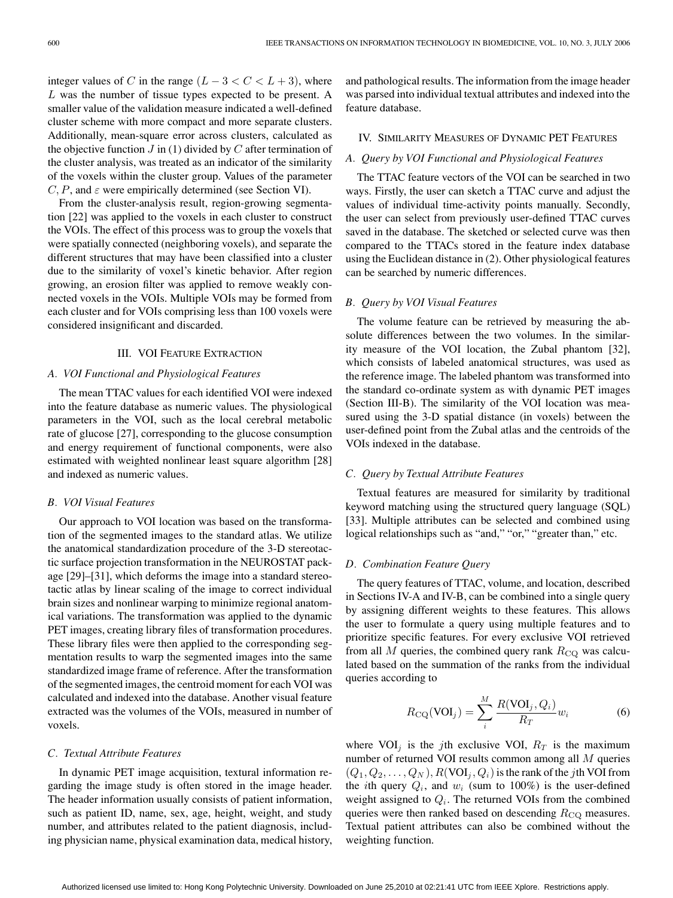integer values of $C$ in the range $(L-3 < C < L+3)$, where $L$ was the number of tissue types expected to be present. A smaller value of the validation measure indicated a well-defined cluster scheme with more compact and more separate clusters. Additionally, mean-square error across clusters, calculated as the objective function $J$ in (1) divided by $C$ after termination of the cluster analysis, was treated as an indicator of the similarity of the voxels within the cluster group. Values of the parameter $C$, $P$, and $\varepsilon$ were empirically determined (see Section VI).

From the cluster-analysis result, region-growing segmentation [22] was applied to the voxels in each cluster to construct the VOIs. The effect of this process was to group the voxels that were spatially connected (neighboring voxels), and separate the different structures that may have been classified into a cluster due to the similarity of voxel's kinetic behavior. After region growing, an erosion filter was applied to remove weakly connected voxels in the VOIs. Multiple VOIs may be formed from each cluster and for VOIs comprising less than 100 voxels were considered insignificant and discarded.

## III. VOI Feature Extraction

### A. VOI Functional and Physiological Features

The mean TTAC values for each identified VOI were indexed into the feature database as numeric values. The physiological parameters in the VOI, such as the local cerebral metabolic rate of glucose [27], corresponding to the glucose consumption and energy requirement of functional components, were also estimated with weighted nonlinear least square algorithm [28] and indexed as numeric values.

### B. VOI Visual Features

Our approach to VOI location was based on the transformation of the segmented images to the standard atlas. We utilize the anatomical standardization procedure of the 3-D stereotactic surface projection transformation in the NEUROSTAT package [29]–[31], which deforms the image into a standard stereotactic atlas by linear scaling of the image to correct individual brain sizes and nonlinear warping to minimize regional anatomical variations. The transformation was applied to the dynamic PET images, creating library files of transformation procedures. These library files were then applied to the corresponding segmentation results to warp the segmented images into the same standardized image frame of reference. After the transformation of the segmented images, the centroid moment for each VOI was calculated and indexed into the database. Another visual feature extracted was the volumes of the VOIs, measured in number of voxels.

### C. Textual Attribute Features

In dynamic PET image acquisition, textual information regarding the image study is often stored in the image header. The header information usually consists of patient information, such as patient ID, name, sex, age, height, weight, and study number, and attributes related to the patient diagnosis, including physician name, physical examination data, medical history, and pathological results. The information from the image header was parsed into individual textual attributes and indexed into the feature database.

## IV. Similarity Measures of Dynamic PET Features

### A. Query by VOI Functional and Physiological Features

The TTAC feature vectors of the VOI can be searched in two ways. Firstly, the user can sketch a TTAC curve and adjust the values of individual time-activity points manually. Secondly, the user can select from previously user-defined TTAC curves saved in the database. The sketched or selected curve was then compared to the TTACs stored in the feature index database using the Euclidean distance in (2). Other physiological features can be searched by numeric differences.

### B. Query by VOI Visual Features

The volume feature can be retrieved by measuring the absolute differences between the two volumes. In the similarity measure of the VOI location, the Zubal phantom [32], which consists of labeled anatomical structures, was used as the reference image. The labeled phantom was transformed into the standard co-ordinate system as with dynamic PET images (Section III-B). The similarity of the VOI location was measured using the 3-D spatial distance (in voxels) between the user-defined point from the Zubal atlas and the centroids of the VOIs indexed in the database.

### C. Query by Textual Attribute Features

Textual features are measured for similarity by traditional keyword matching using the structured query language (SQL) [33]. Multiple attributes can be selected and combined using logical relationships such as "and," "or," "greater than," etc.

### D. Combination Feature Query

The query features of TTAC, volume, and location, described in Sections IV-A and IV-B, can be combined into a single query by assigning different weights to these features. This allows the user to formulate a query using multiple features and to prioritize specific features. For every exclusive VOI retrieved from all $M$ queries, the combined query rank $R_{\mathrm{CQ}}$ was calculated based on the summation of the ranks from the individual queries according to

$$R_{\mathrm{CQ}}(\mathrm{VOI}_j) = \sum_{i}^{M} \frac{R(\mathrm{VOI}_j, Q_i)}{R_T} w_i \tag{6}$$

where $\mathrm{VOI}_j$ is the $j$th exclusive VOI, $R_T$ is the maximum number of returned VOI results common among all $M$ queries $(Q_1, Q_2, \ldots, Q_N)$, $R(\mathrm{VOI}_j, Q_i)$ is the rank of the $j$th VOI from the $i$th query $Q_i$, and $w_i$ (sum to 100%) is the user-defined weight assigned to $Q_i$. The returned VOIs from the combined queries were then ranked based on descending $R_{\mathrm{CQ}}$ measures. Textual patient attributes can also be combined without the weighting function.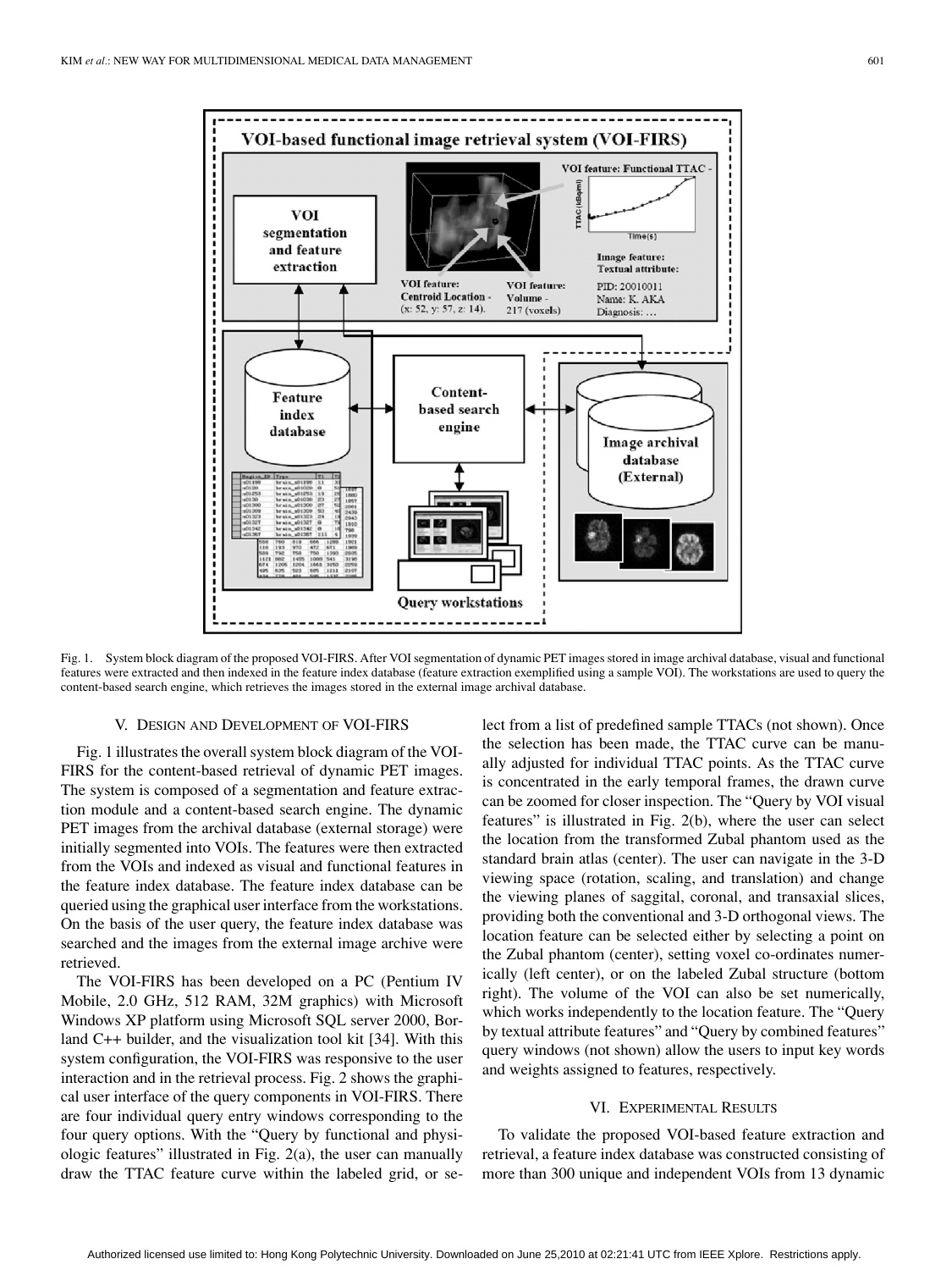Fig. 1. System block diagram of the proposed VOI-FIRS. After VOI segmentation of dynamic PET images stored in image archival database, visual and functional features were extracted and then indexed in the feature index database (feature extraction exemplified using a sample VOI). The workstations are used to query the content-based search engine, which retrieves the images stored in the external image archival database.

## V. Design and Development of VOI-FIRS

Fig. 1 illustrates the overall system block diagram of the VOI-FIRS for the content-based retrieval of dynamic PET images. The system is composed of a segmentation and feature extraction module and a content-based search engine. The dynamic PET images from the archival database (external storage) were initially segmented into VOIs. The features were then extracted from the VOIs and indexed as visual and functional features in the feature index database. The feature index database can be queried using the graphical user interface from the workstations. On the basis of the user query, the feature index database was searched and the images from the external image archive were retrieved.

The VOI-FIRS has been developed on a PC (Pentium IV Mobile, 2.0 GHz, 512 RAM, 32M graphics) with Microsoft Windows XP platform using Microsoft SQL server 2000, Borland C++ builder, and the visualization tool kit [34]. With this system configuration, the VOI-FIRS was responsive to the user interaction and in the retrieval process. Fig. 2 shows the graphical user interface of the query components in VOI-FIRS. There are four individual query entry windows corresponding to the four query options. With the "Query by functional and physiologic features" illustrated in Fig. 2(a), the user can manually draw the TTAC feature curve within the labeled grid, or select from a list of predefined sample TTACs (not shown). Once the selection has been made, the TTAC curve can be manually adjusted for individual TTAC points. As the TTAC curve is concentrated in the early temporal frames, the drawn curve can be zoomed for closer inspection. The "Query by VOI visual features" is illustrated in Fig. 2(b), where the user can select the location from the transformed Zubal phantom used as the standard brain atlas (center). The user can navigate in the 3-D viewing space (rotation, scaling, and translation) and change the viewing planes of saggital, coronal, and transaxial slices, providing both the conventional and 3-D orthogonal views. The location feature can be selected either by selecting a point on the Zubal phantom (center), setting voxel co-ordinates numerically (left center), or on the labeled Zubal structure (bottom right). The volume of the VOI can also be set numerically, which works independently to the location feature. The "Query by textual attribute features" and "Query by combined features" query windows (not shown) allow the users to input key words and weights assigned to features, respectively.

## VI. Experimental Results

To validate the proposed VOI-based feature extraction and retrieval, a feature index database was constructed consisting of more than 300 unique and independent VOIs from 13 dynamic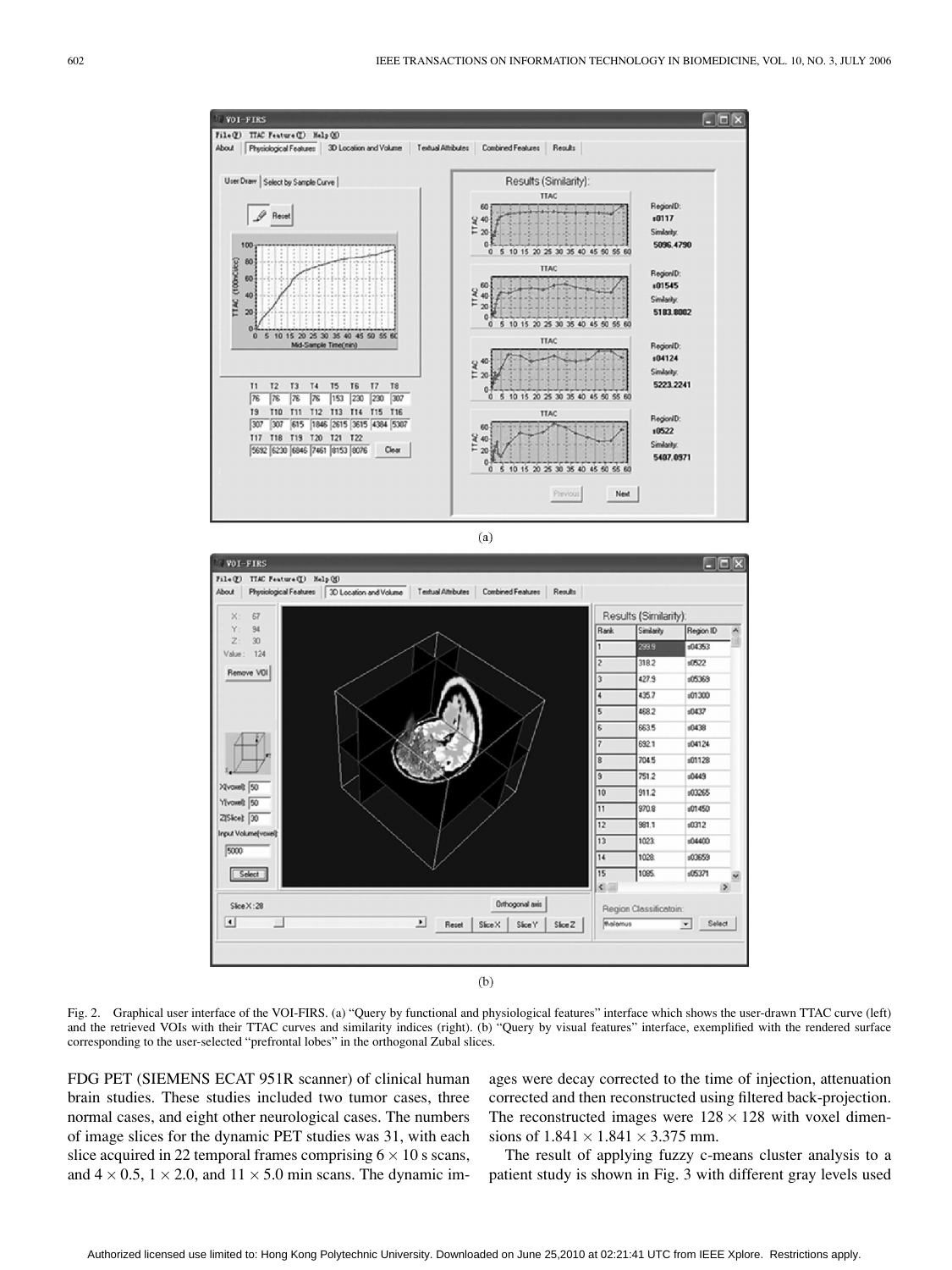(a)

(b)

Fig. 2. Graphical user interface of the VOI-FIRS. (a) "Query by functional and physiological features" interface which shows the user-drawn TTAC curve (left) and the retrieved VOIs with their TTAC curves and similarity indices (right). (b) "Query by visual features" interface, exemplified with the rendered surface corresponding to the user-selected "prefrontal lobes" in the orthogonal Zubal slices.

FDG PET (SIEMENS ECAT 951R scanner) of clinical human brain studies. These studies included two tumor cases, three normal cases, and eight other neurological cases. The numbers of image slices for the dynamic PET studies was 31, with each slice acquired in 22 temporal frames comprising $6 \times 10$ s scans, and $4 \times 0.5$, $1 \times 2.0$, and $11 \times 5.0$ min scans. The dynamic images were decay corrected to the time of injection, attenuation corrected and then reconstructed using filtered back-projection. The reconstructed images were $128 \times 128$ with voxel dimensions of $1.841 \times 1.841 \times 3.375$ mm.

The result of applying fuzzy c-means cluster analysis to a patient study is shown in Fig. 3 with different gray levels used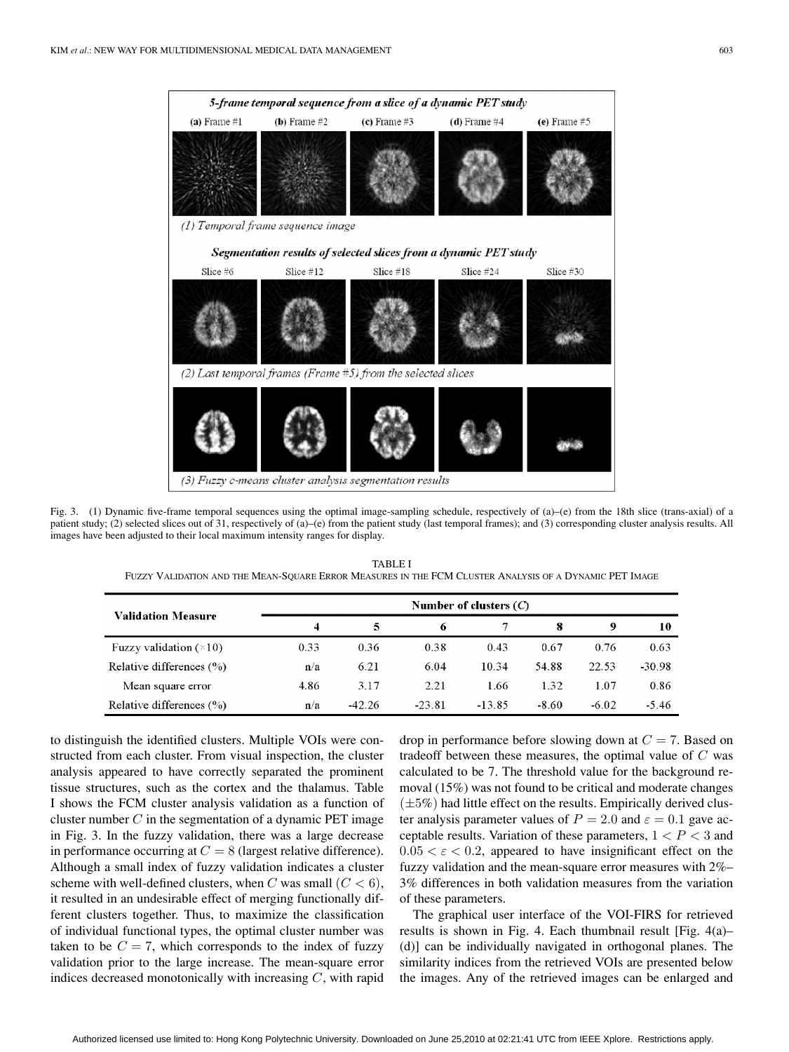Fig. 3. (1) Dynamic five-frame temporal sequences using the optimal image-sampling schedule, respectively of (a)–(e) from the 18th slice (trans-axial) of a patient study; (2) selected slices out of 31, respectively of (a)–(e) from the patient study (last temporal frames); and (3) corresponding cluster analysis results. All images have been adjusted to their local maximum intensity ranges for display.

TABLE I
FUZZY VALIDATION AND THE MEAN-SQUARE ERROR MEASURES IN THE FCM CLUSTER ANALYSIS OF A DYNAMIC PET IMAGE

| Validation Measure | Number of clusters ($C$) | | | | | | |
|---|---|---|---|---|---|---|---|
| | **4** | **5** | **6** | **7** | **8** | **9** | **10** |
| Fuzzy validation ($\times 10$) | 0.33 | 0.36 | 0.38 | 0.43 | 0.67 | 0.76 | 0.63 |
| Relative differences (%) | n/a | 6.21 | 6.04 | 10.34 | 54.88 | 22.53 | -30.98 |
| Mean square error | 4.86 | 3.17 | 2.21 | 1.66 | 1.32 | 1.07 | 0.86 |
| Relative differences (%) | n/a | -42.26 | -23.81 | -13.85 | -8.60 | -6.02 | -5.46 |

to distinguish the identified clusters. Multiple VOIs were constructed from each cluster. From visual inspection, the cluster analysis appeared to have correctly separated the prominent tissue structures, such as the cortex and the thalamus. Table I shows the FCM cluster analysis validation as a function of cluster number $C$ in the segmentation of a dynamic PET image in Fig. 3. In the fuzzy validation, there was a large decrease in performance occurring at $C = 8$ (largest relative difference). Although a small index of fuzzy validation indicates a cluster scheme with well-defined clusters, when $C$ was small ($C < 6$), it resulted in an undesirable effect of merging functionally different clusters together. Thus, to maximize the classification of individual functional types, the optimal cluster number was taken to be $C = 7$, which corresponds to the index of fuzzy validation prior to the large increase. The mean-square error indices decreased monotonically with increasing $C$, with rapid drop in performance before slowing down at $C = 7$. Based on tradeoff between these measures, the optimal value of $C$ was calculated to be 7. The threshold value for the background removal (15%) was not found to be critical and moderate changes ($\pm 5\%$) had little effect on the results. Empirically derived cluster analysis parameter values of $P = 2.0$ and $\varepsilon = 0.1$ gave acceptable results. Variation of these parameters, $1 < P < 3$ and $0.05 < \varepsilon < 0.2$, appeared to have insignificant effect on the fuzzy validation and the mean-square error measures with 2%–3% differences in both validation measures from the variation of these parameters.

The graphical user interface of the VOI-FIRS for retrieved results is shown in Fig. 4. Each thumbnail result [Fig. 4(a)–(d)] can be individually navigated in orthogonal planes. The similarity indices from the retrieved VOIs are presented below the images. Any of the retrieved images can be enlarged and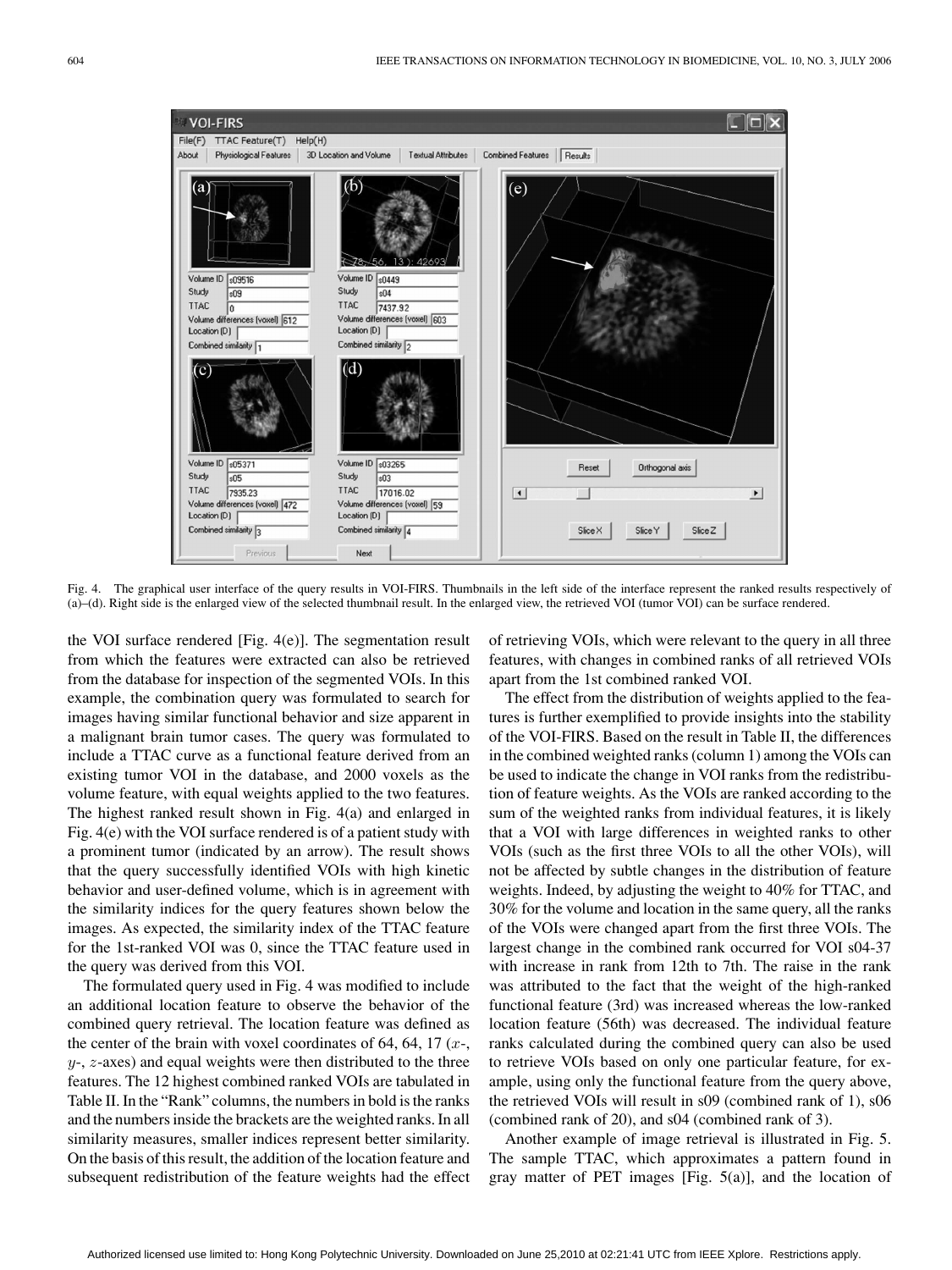Fig. 4. The graphical user interface of the query results in VOI-FIRS. Thumbnails in the left side of the interface represent the ranked results respectively of (a)–(d). Right side is the enlarged view of the selected thumbnail result. In the enlarged view, the retrieved VOI (tumor VOI) can be surface rendered.

the VOI surface rendered [Fig. 4(e)]. The segmentation result from which the features were extracted can also be retrieved from the database for inspection of the segmented VOIs. In this example, the combination query was formulated to search for images having similar functional behavior and size apparent in a malignant brain tumor cases. The query was formulated to include a TTAC curve as a functional feature derived from an existing tumor VOI in the database, and 2000 voxels as the volume feature, with equal weights applied to the two features. The highest ranked result shown in Fig. 4(a) and enlarged in Fig. 4(e) with the VOI surface rendered is of a patient study with a prominent tumor (indicated by an arrow). The result shows that the query successfully identified VOIs with high kinetic behavior and user-defined volume, which is in agreement with the similarity indices for the query features shown below the images. As expected, the similarity index of the TTAC feature for the 1st-ranked VOI was 0, since the TTAC feature used in the query was derived from this VOI.

The formulated query used in Fig. 4 was modified to include an additional location feature to observe the behavior of the combined query retrieval. The location feature was defined as the center of the brain with voxel coordinates of 64, 64, 17 ($x$-, $y$-, $z$-axes) and equal weights were then distributed to the three features. The 12 highest combined ranked VOIs are tabulated in Table II. In the "Rank" columns, the numbers in bold is the ranks and the numbers inside the brackets are the weighted ranks. In all similarity measures, smaller indices represent better similarity. On the basis of this result, the addition of the location feature and subsequent redistribution of the feature weights had the effect of retrieving VOIs, which were relevant to the query in all three features, with changes in combined ranks of all retrieved VOIs apart from the 1st combined ranked VOI.

The effect from the distribution of weights applied to the features is further exemplified to provide insights into the stability of the VOI-FIRS. Based on the result in Table II, the differences in the combined weighted ranks (column 1) among the VOIs can be used to indicate the change in VOI ranks from the redistribution of feature weights. As the VOIs are ranked according to the sum of the weighted ranks from individual features, it is likely that a VOI with large differences in weighted ranks to other VOIs (such as the first three VOIs to all the other VOIs), will not be affected by subtle changes in the distribution of feature weights. Indeed, by adjusting the weight to 40% for TTAC, and 30% for the volume and location in the same query, all the ranks of the VOIs were changed apart from the first three VOIs. The largest change in the combined rank occurred for VOI s04-37 with increase in rank from 12th to 7th. The raise in the rank was attributed to the fact that the weight of the high-ranked functional feature (3rd) was increased whereas the low-ranked location feature (56th) was decreased. The individual feature ranks calculated during the combined query can also be used to retrieve VOIs based on only one particular feature, for example, using only the functional feature from the query above, the retrieved VOIs will result in s09 (combined rank of 1), s06 (combined rank of 20), and s04 (combined rank of 3).

Another example of image retrieval is illustrated in Fig. 5. The sample TTAC, which approximates a pattern found in gray matter of PET images [Fig. 5(a)], and the location of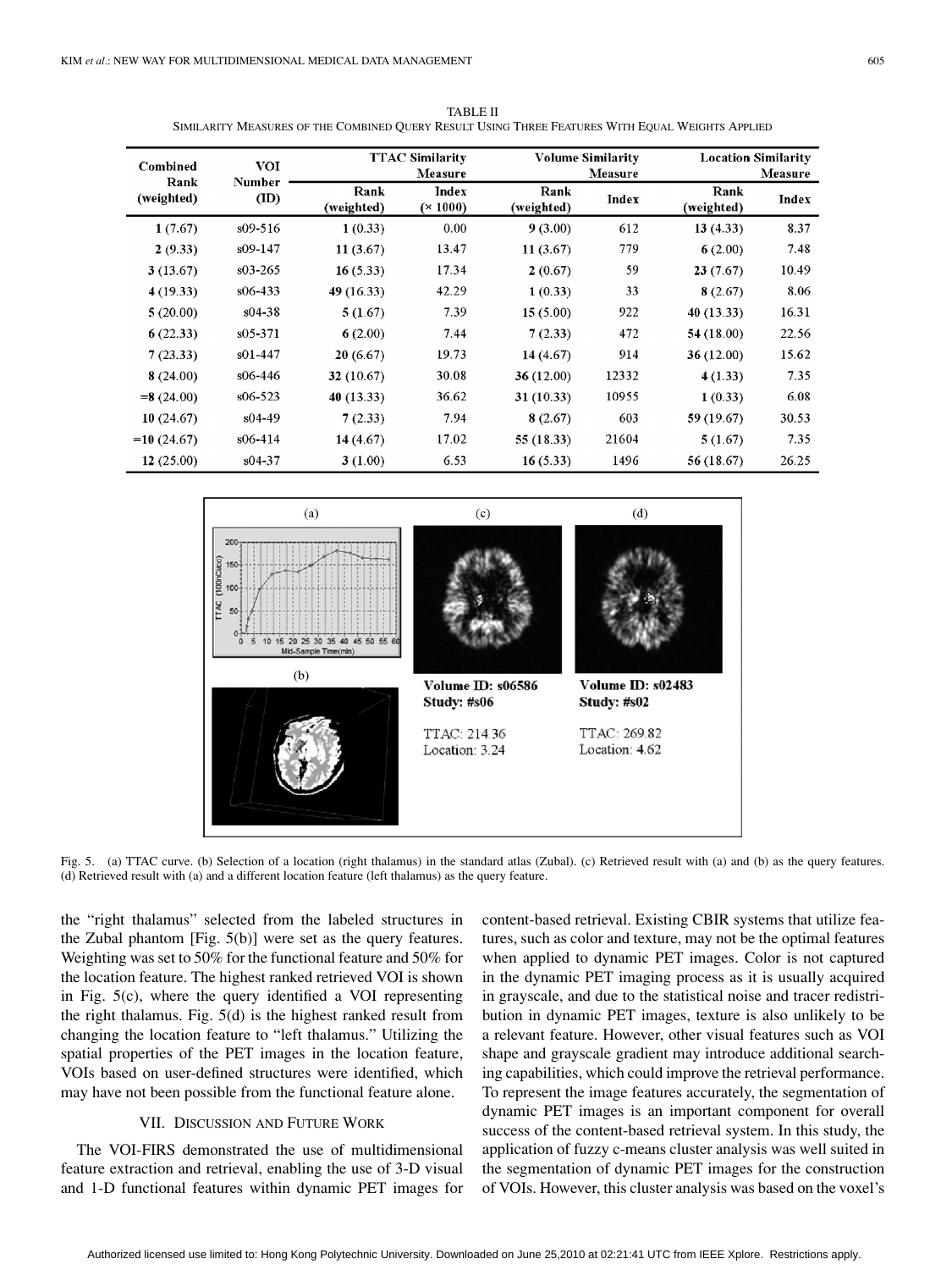TABLE II
SIMILARITY MEASURES OF THE COMBINED QUERY RESULT USING THREE FEATURES WITH EQUAL WEIGHTS APPLIED

| Combined Rank (weighted) | VOI Number (ID) | TTAC Similarity Measure | | Volume Similarity Measure | | Location Similarity Measure | |
|---|---|---|---|---|---|---|---|
| | | Rank (weighted) | Index (× 1000) | Rank (weighted) | Index | Rank (weighted) | Index |
| **1** (7.67) | s09-516 | **1** (0.33) | 0.00 | **9** (3.00) | 612 | **13** (4.33) | 8.37 |
| **2** (9.33) | s09-147 | **11** (3.67) | 13.47 | **11** (3.67) | 779 | **6** (2.00) | 7.48 |
| **3** (13.67) | s03-265 | **16** (5.33) | 17.34 | **2** (0.67) | 59 | **23** (7.67) | 10.49 |
| **4** (19.33) | s06-433 | **49** (16.33) | 42.29 | **1** (0.33) | 33 | **8** (2.67) | 8.06 |
| **5** (20.00) | s04-38 | **5** (1.67) | 7.39 | **15** (5.00) | 922 | **40** (13.33) | 16.31 |
| **6** (22.33) | s05-371 | **6** (2.00) | 7.44 | **7** (2.33) | 472 | **54** (18.00) | 22.56 |
| **7** (23.33) | s01-447 | **20** (6.67) | 19.73 | **14** (4.67) | 914 | **36** (12.00) | 15.62 |
| **8** (24.00) | s06-446 | **32** (10.67) | 30.08 | **36** (12.00) | 12332 | **4** (1.33) | 7.35 |
| **=8** (24.00) | s06-523 | **40** (13.33) | 36.62 | **31** (10.33) | 10955 | **1** (0.33) | 6.08 |
| **10** (24.67) | s04-49 | **7** (2.33) | 7.94 | **8** (2.67) | 603 | **59** (19.67) | 30.53 |
| **=10** (24.67) | s06-414 | **14** (4.67) | 17.02 | **55** (18.33) | 21604 | **5** (1.67) | 7.35 |
| **12** (25.00) | s04-37 | **3** (1.00) | 6.53 | **16** (5.33) | 1496 | **56** (18.67) | 26.25 |

Fig. 5. (a) TTAC curve. (b) Selection of a location (right thalamus) in the standard atlas (Zubal). (c) Retrieved result with (a) and (b) as the query features. (d) Retrieved result with (a) and a different location feature (left thalamus) as the query feature.

the "right thalamus" selected from the labeled structures in the Zubal phantom [Fig. 5(b)] were set as the query features. Weighting was set to 50% for the functional feature and 50% for the location feature. The highest ranked retrieved VOI is shown in Fig. 5(c), where the query identified a VOI representing the right thalamus. Fig. 5(d) is the highest ranked result from changing the location feature to "left thalamus." Utilizing the spatial properties of the PET images in the location feature, VOIs based on user-defined structures were identified, which may have not been possible from the functional feature alone.

## VII. DISCUSSION AND FUTURE WORK

The VOI-FIRS demonstrated the use of multidimensional feature extraction and retrieval, enabling the use of 3-D visual and 1-D functional features within dynamic PET images for content-based retrieval. Existing CBIR systems that utilize features, such as color and texture, may not be the optimal features when applied to dynamic PET images. Color is not captured in the dynamic PET imaging process as it is usually acquired in grayscale, and due to the statistical noise and tracer redistribution in dynamic PET images, texture is also unlikely to be a relevant feature. However, other visual features such as VOI shape and grayscale gradient may introduce additional searching capabilities, which could improve the retrieval performance. To represent the image features accurately, the segmentation of dynamic PET images is an important component for overall success of the content-based retrieval system. In this study, the application of fuzzy c-means cluster analysis was well suited in the segmentation of dynamic PET images for the construction of VOIs. However, this cluster analysis was based on the voxel's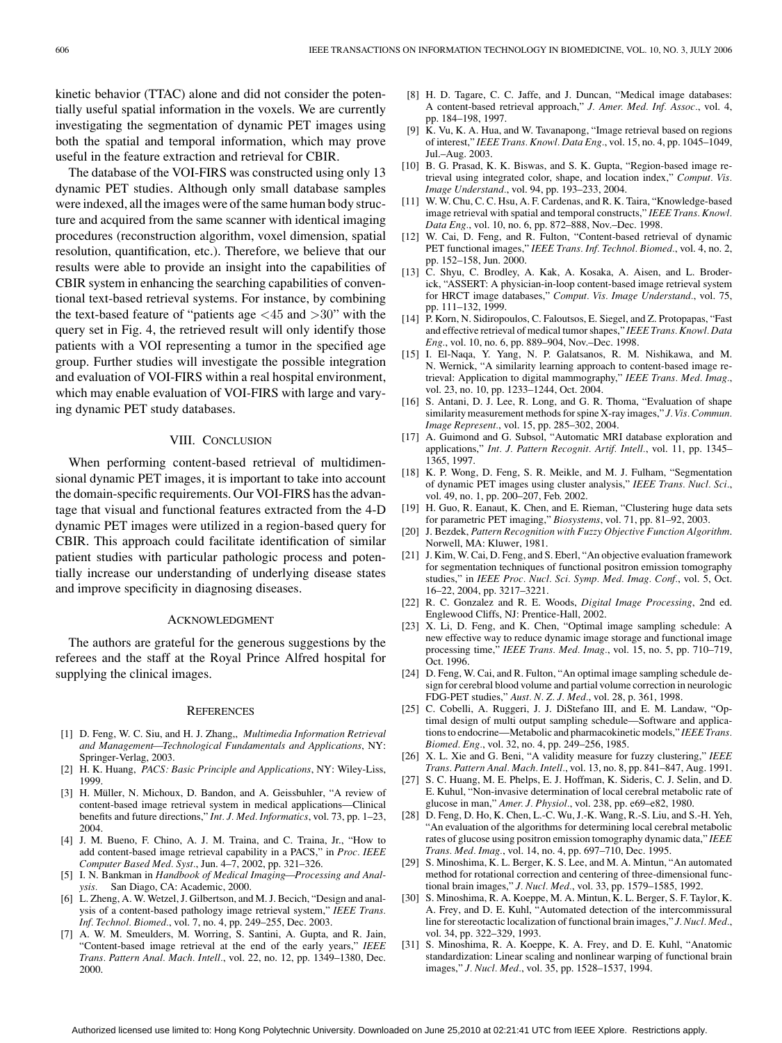kinetic behavior (TTAC) alone and did not consider the potentially useful spatial information in the voxels. We are currently investigating the segmentation of dynamic PET images using both the spatial and temporal information, which may prove useful in the feature extraction and retrieval for CBIR.

The database of the VOI-FIRS was constructed using only 13 dynamic PET studies. Although only small database samples were indexed, all the images were of the same human body structure and acquired from the same scanner with identical imaging procedures (reconstruction algorithm, voxel dimension, spatial resolution, quantification, etc.). Therefore, we believe that our results were able to provide an insight into the capabilities of CBIR system in enhancing the searching capabilities of conventional text-based retrieval systems. For instance, by combining the text-based feature of "patients age $<45$ and $>30$" with the query set in Fig. 4, the retrieved result will only identify those patients with a VOI representing a tumor in the specified age group. Further studies will investigate the possible integration and evaluation of VOI-FIRS within a real hospital environment, which may enable evaluation of VOI-FIRS with large and varying dynamic PET study databases.

## VIII. Conclusion

When performing content-based retrieval of multidimensional dynamic PET images, it is important to take into account the domain-specific requirements. Our VOI-FIRS has the advantage that visual and functional features extracted from the 4-D dynamic PET images were utilized in a region-based query for CBIR. This approach could facilitate identification of similar patient studies with particular pathologic process and potentially increase our understanding of underlying disease states and improve specificity in diagnosing diseases.

## Acknowledgment

The authors are grateful for the generous suggestions by the referees and the staff at the Royal Prince Alfred hospital for supplying the clinical images.

## References

[1] D. Feng, W. C. Siu, and H. J. Zhang,, *Multimedia Information Retrieval and Management—Technological Fundamentals and Applications*, NY: Springer-Verlag, 2003.

[2] H. K. Huang, *PACS: Basic Principle and Applications*, NY: Wiley-Liss, 1999.

[3] H. Müller, N. Michoux, D. Bandon, and A. Geissbuhler, "A review of content-based image retrieval systems in medical applications—Clinical benefits and future directions," *Int. J. Med. Informatics*, vol. 73, pp. 1–23, 2004.

[4] J. M. Bueno, F. Chino, A. J. M. Traina, and C. Traina, Jr., "How to add content-based image retrieval capability in a PACS," in *Proc. IEEE Computer Based Med. Syst.*, Jun. 4–7, 2002, pp. 321–326.

[5] I. N. Bankman in *Handbook of Medical Imaging—Processing and Analysis.* San Diago, CA: Academic, 2000.

[6] L. Zheng, A. W. Wetzel, J. Gilbertson, and M. J. Becich, "Design and analysis of a content-based pathology image retrieval system," *IEEE Trans. Inf. Technol. Biomed.*, vol. 7, no. 4, pp. 249–255, Dec. 2003.

[7] A. W. M. Smeulders, M. Worring, S. Santini, A. Gupta, and R. Jain, "Content-based image retrieval at the end of the early years," *IEEE Trans. Pattern Anal. Mach. Intell.*, vol. 22, no. 12, pp. 1349–1380, Dec. 2000.

[8] H. D. Tagare, C. C. Jaffe, and J. Duncan, "Medical image databases: A content-based retrieval approach," *J. Amer. Med. Inf. Assoc.*, vol. 4, pp. 184–198, 1997.

[9] K. Vu, K. A. Hua, and W. Tavanapong, "Image retrieval based on regions of interest," *IEEE Trans. Knowl. Data Eng.*, vol. 15, no. 4, pp. 1045–1049, Jul.–Aug. 2003.

[10] B. G. Prasad, K. K. Biswas, and S. K. Gupta, "Region-based image retrieval using integrated color, shape, and location index," *Comput. Vis. Image Understand.*, vol. 94, pp. 193–233, 2004.

[11] W. W. Chu, C. C. Hsu, A. F. Cardenas, and R. K. Taira, "Knowledge-based image retrieval with spatial and temporal constructs," *IEEE Trans. Knowl. Data Eng.*, vol. 10, no. 6, pp. 872–888, Nov.–Dec. 1998.

[12] W. Cai, D. Feng, and R. Fulton, "Content-based retrieval of dynamic PET functional images," *IEEE Trans. Inf. Technol. Biomed.*, vol. 4, no. 2, pp. 152–158, Jun. 2000.

[13] C. Shyu, C. Brodley, A. Kak, A. Kosaka, A. Aisen, and L. Broderick, "ASSERT: A physician-in-loop content-based image retrieval system for HRCT image databases," *Comput. Vis. Image Understand.*, vol. 75, pp. 111–132, 1999.

[14] P. Korn, N. Sidiropoulos, C. Faloutsos, E. Siegel, and Z. Protopapas, "Fast and effective retrieval of medical tumor shapes," *IEEE Trans. Knowl. Data Eng.*, vol. 10, no. 6, pp. 889–904, Nov.–Dec. 1998.

[15] I. El-Naqa, Y. Yang, N. P. Galatsanos, R. M. Nishikawa, and M. N. Wernick, "A similarity learning approach to content-based image retrieval: Application to digital mammography," *IEEE Trans. Med. Imag.*, vol. 23, no. 10, pp. 1233–1244, Oct. 2004.

[16] S. Antani, D. J. Lee, R. Long, and G. R. Thoma, "Evaluation of shape similarity measurement methods for spine X-ray images," *J. Vis. Commun. Image Represent.*, vol. 15, pp. 285–302, 2004.

[17] A. Guimond and G. Subsol, "Automatic MRI database exploration and applications," *Int. J. Pattern Recognit. Artif. Intell.*, vol. 11, pp. 1345–1365, 1997.

[18] K. P. Wong, D. Feng, S. R. Meikle, and M. J. Fulham, "Segmentation of dynamic PET images using cluster analysis," *IEEE Trans. Nucl. Sci.*, vol. 49, no. 1, pp. 200–207, Feb. 2002.

[19] H. Guo, R. Eanaut, K. Chen, and E. Rieman, "Clustering huge data sets for parametric PET imaging," *Biosystems*, vol. 71, pp. 81–92, 2003.

[20] J. Bezdek, *Pattern Recognition with Fuzzy Objective Function Algorithm*. Norwell, MA: Kluwer, 1981.

[21] J. Kim, W. Cai, D. Feng, and S. Eberl, "An objective evaluation framework for segmentation techniques of functional positron emission tomography studies," in *IEEE Proc. Nucl. Sci. Symp. Med. Imag. Conf.*, vol. 5, Oct. 16–22, 2004, pp. 3217–3221.

[22] R. C. Gonzalez and R. E. Woods, *Digital Image Processing*, 2nd ed. Englewood Cliffs, NJ: Prentice-Hall, 2002.

[23] X. Li, D. Feng, and K. Chen, "Optimal image sampling schedule: A new effective way to reduce dynamic image storage and functional image processing time," *IEEE Trans. Med. Imag.*, vol. 15, no. 5, pp. 710–719, Oct. 1996.

[24] D. Feng, W. Cai, and R. Fulton, "An optimal image sampling schedule design for cerebral blood volume and partial volume correction in neurologic FDG-PET studies," *Aust. N. Z. J. Med.*, vol. 28, p. 361, 1998.

[25] C. Cobelli, A. Ruggeri, J. J. DiStefano III, and E. M. Landaw, "Optimal design of multi output sampling schedule—Software and applications to endocrine—Metabolic and pharmacokinetic models," *IEEE Trans. Biomed. Eng.*, vol. 32, no. 4, pp. 249–256, 1985.

[26] X. L. Xie and G. Beni, "A validity measure for fuzzy clustering," *IEEE Trans. Pattern Anal. Mach. Intell.*, vol. 13, no. 8, pp. 841–847, Aug. 1991.

[27] S. C. Huang, M. E. Phelps, E. J. Hoffman, K. Sideris, C. J. Selin, and D. E. Kuhul, "Non-invasive determination of local cerebral metabolic rate of glucose in man," *Amer. J. Physiol.*, vol. 238, pp. e69–e82, 1980.

[28] D. Feng, D. Ho, K. Chen, L.-C. Wu, J.-K. Wang, R.-S. Liu, and S.-H. Yeh, "An evaluation of the algorithms for determining local cerebral metabolic rates of glucose using positron emission tomography dynamic data," *IEEE Trans. Med. Imag.*, vol. 14, no. 4, pp. 697–710, Dec. 1995.

[29] S. Minoshima, K. L. Berger, K. S. Lee, and M. A. Mintun, "An automated method for rotational correction and centering of three-dimensional functional brain images," *J. Nucl. Med.*, vol. 33, pp. 1579–1585, 1992.

[30] S. Minoshima, R. A. Koeppe, M. A. Mintun, K. L. Berger, S. F. Taylor, K. A. Frey, and D. E. Kuhl, "Automated detection of the intercommissural line for stereotactic localization of functional brain images," *J. Nucl. Med.*, vol. 34, pp. 322–329, 1993.

[31] S. Minoshima, R. A. Koeppe, K. A. Frey, and D. E. Kuhl, "Anatomic standardization: Linear scaling and nonlinear warping of functional brain images," *J. Nucl. Med.*, vol. 35, pp. 1528–1537, 1994.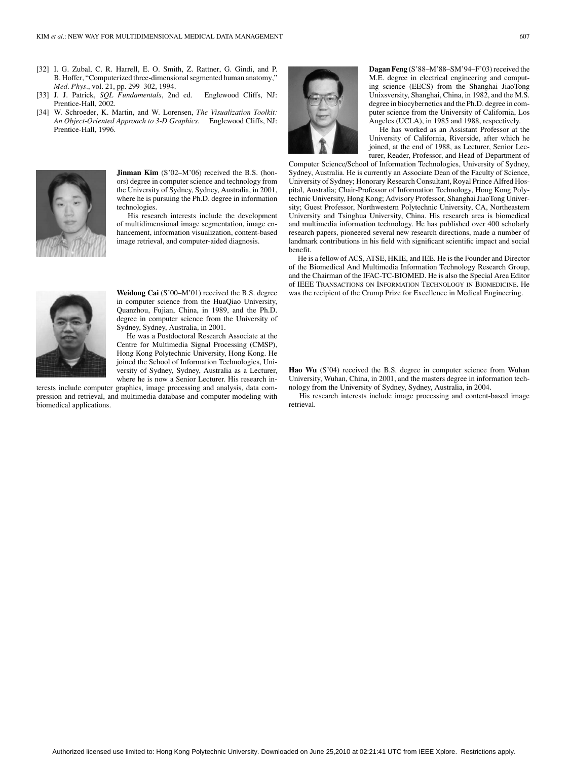[32] I. G. Zubal, C. R. Harrell, E. O. Smith, Z. Rattner, G. Gindi, and P. B. Hoffer, "Computerized three-dimensional segmented human anatomy," *Med. Phys.*, vol. 21, pp. 299–302, 1994.

[33] J. J. Patrick, *SQL Fundamentals*, 2nd ed. Englewood Cliffs, NJ: Prentice-Hall, 2002.

[34] W. Schroeder, K. Martin, and W. Lorensen, *The Visualization Toolkit: An Object-Oriented Approach to 3-D Graphics*. Englewood Cliffs, NJ: Prentice-Hall, 1996.

**Jinman Kim** (S'02–M'06) received the B.S. (honors) degree in computer science and technology from the University of Sydney, Sydney, Australia, in 2001, where he is pursuing the Ph.D. degree in information technologies.

His research interests include the development of multidimensional image segmentation, image enhancement, information visualization, content-based image retrieval, and computer-aided diagnosis.

**Weidong Cai** (S'00–M'01) received the B.S. degree in computer science from the HuaQiao University, Quanzhou, Fujian, China, in 1989, and the Ph.D. degree in computer science from the University of Sydney, Sydney, Australia, in 2001.

He was a Postdoctoral Research Associate at the Centre for Multimedia Signal Processing (CMSP), Hong Kong Polytechnic University, Hong Kong. He joined the School of Information Technologies, University of Sydney, Sydney, Australia as a Lecturer, where he is now a Senior Lecturer. His research interests include computer graphics, image processing and analysis, data compression and retrieval, and multimedia database and computer modeling with biomedical applications.

**Dagan Feng** (S'88–M'88–SM'94–F'03) received the M.E. degree in electrical engineering and computing science (EECS) from the Shanghai JiaoTong Unixsversity, Shanghai, China, in 1982, and the M.S. degree in biocybernetics and the Ph.D. degree in computer science from the University of California, Los Angeles (UCLA), in 1985 and 1988, respectively.

He has worked as an Assistant Professor at the University of California, Riverside, after which he joined, at the end of 1988, as Lecturer, Senior Lecturer, Reader, Professor, and Head of Department of Computer Science/School of Information Technologies, University of Sydney, Sydney, Australia. He is currently an Associate Dean of the Faculty of Science, University of Sydney; Honorary Research Consultant, Royal Prince Alfred Hospital, Australia; Chair-Professor of Information Technology, Hong Kong Polytechnic University, Hong Kong; Advisory Professor, Shanghai JiaoTong University; Guest Professor, Northwestern Polytechnic University, CA, Northeastern University and Tsinghua University, China. His research area is biomedical and multimedia information technology. He has published over 400 scholarly research papers, pioneered several new research directions, made a number of landmark contributions in his field with significant scientific impact and social benefit.

He is a fellow of ACS, ATSE, HKIE, and IEE. He is the Founder and Director of the Biomedical And Multimedia Information Technology Research Group, and the Chairman of the IFAC-TC-BIOMED. He is also the Special Area Editor of IEEE TRANSACTIONS ON INFORMATION TECHNOLOGY IN BIOMEDICINE. He was the recipient of the Crump Prize for Excellence in Medical Engineering.

**Hao Wu** (S'04) received the B.S. degree in computer science from Wuhan University, Wuhan, China, in 2001, and the masters degree in information technology from the University of Sydney, Sydney, Australia, in 2004.

His research interests include image processing and content-based image retrieval.